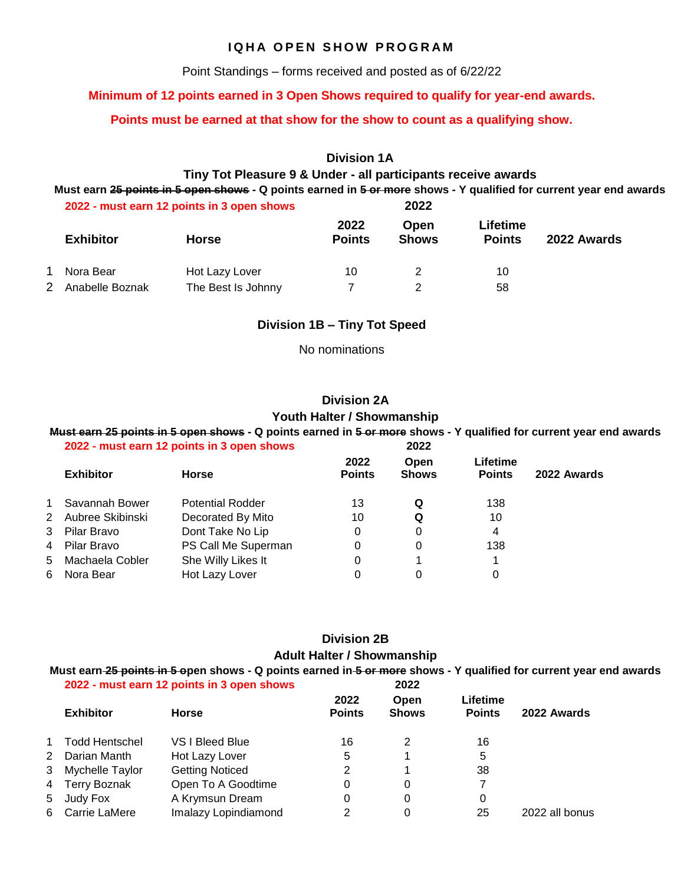# IQHA OPEN SHOW PROGRAM

Point Standings – forms received and posted as of 6/22/22

**Minimum of 12 points earned in 3 Open Shows required to qualify for year-end awards.**

**Points must be earned at that show for the show to count as a qualifying show.**

## Division 1A

### Tiny Tot Pleasure 9 & Under - all participants receive awards

**Must earn ~~25 points in 5 open shows~~ - Q points earned in ~~5 or more~~ shows - Y qualified for current year end awards**

**2022 - must earn 12 points in 3 open shows**

| | Exhibitor | Horse | 2022 Points | 2022 Open Shows | Lifetime Points | 2022 Awards |
|---|---|---|---|---|---|---|
| 1 | Nora Bear | Hot Lazy Lover | 10 | 2 | 10 | |
| 2 | Anabelle Boznak | The Best Is Johnny | 7 | 2 | 58 | |

## Division 1B – Tiny Tot Speed

No nominations

## Division 2A

### Youth Halter / Showmanship

**~~Must earn 25 points in 5 open shows~~ - Q points earned in ~~5 or more~~ shows - Y qualified for current year end awards**

**2022 - must earn 12 points in 3 open shows**

| | Exhibitor | Horse | 2022 Points | 2022 Open Shows | Lifetime Points | 2022 Awards |
|---|---|---|---|---|---|---|
| 1 | Savannah Bower | Potential Rodder | 13 | **Q** | 138 | |
| 2 | Aubree Skibinski | Decorated By Mito | 10 | **Q** | 10 | |
| 3 | Pilar Bravo | Dont Take No Lip | 0 | 0 | 4 | |
| 4 | Pilar Bravo | PS Call Me Superman | 0 | 0 | 138 | |
| 5 | Machaela Cobler | She Willy Likes It | 0 | 1 | 1 | |
| 6 | Nora Bear | Hot Lazy Lover | 0 | 0 | 0 | |

## Division 2B

### Adult Halter / Showmanship

**Must earn ~~25 points in 5 o~~pen shows - Q points earned in ~~5 or more~~ shows - Y qualified for current year end awards**

**2022 - must earn 12 points in 3 open shows**

| | Exhibitor | Horse | 2022 Points | 2022 Open Shows | Lifetime Points | 2022 Awards |
|---|---|---|---|---|---|---|
| 1 | Todd Hentschel | VS I Bleed Blue | 16 | 2 | 16 | |
| 2 | Darian Manth | Hot Lazy Lover | 5 | 1 | 5 | |
| 3 | Mychelle Taylor | Getting Noticed | 2 | 1 | 38 | |
| 4 | Terry Boznak | Open To A Goodtime | 0 | 0 | 7 | |
| 5 | Judy Fox | A Krymsun Dream | 0 | 0 | 0 | |
| 6 | Carrie LaMere | Imalazy Lopindiamond | 2 | 0 | 25 | 2022 all bonus |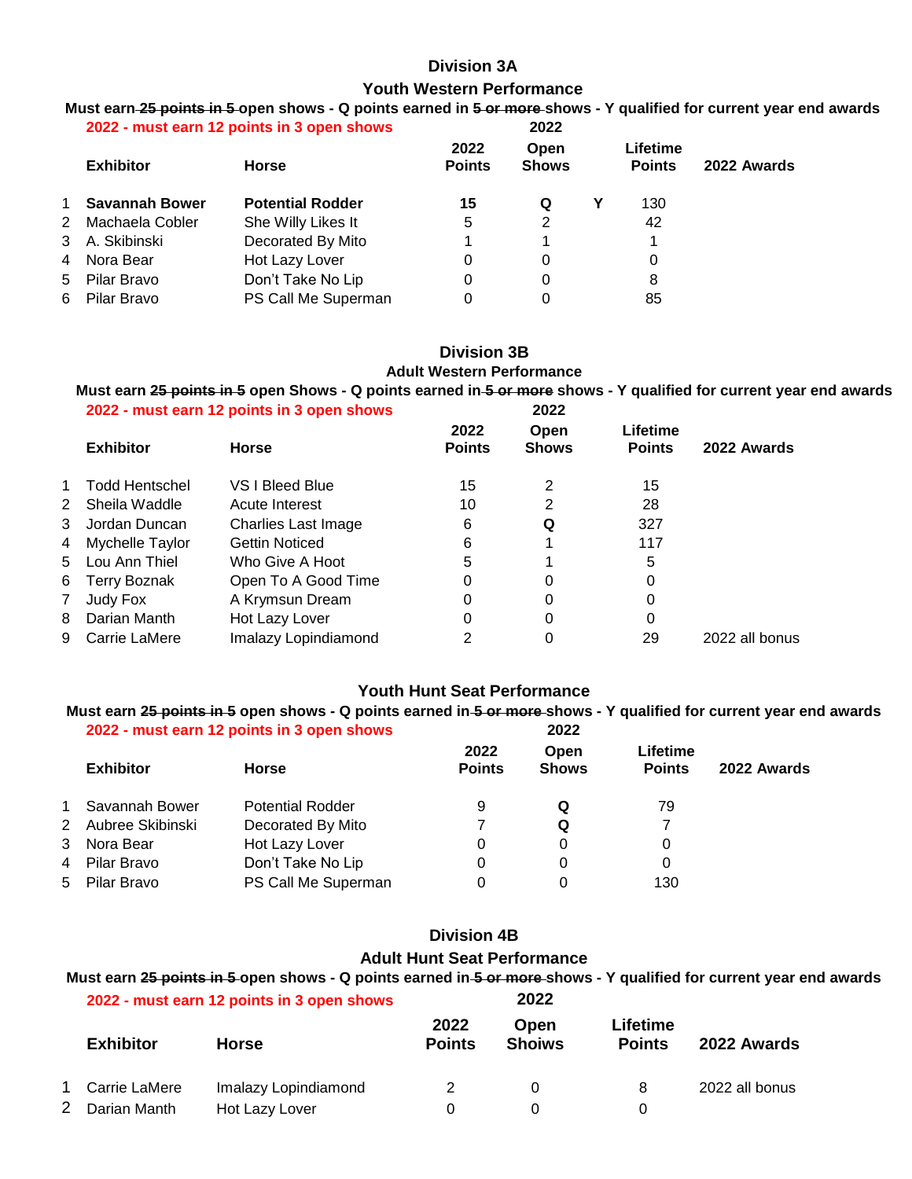## Division 3A

### Youth Western Performance

**Must earn ~~25 points in 5~~ open shows - Q points earned in ~~5 or more~~ shows - Y qualified for current year end awards**

**2022 - must earn 12 points in 3 open shows**

| | Exhibitor | Horse | 2022 Points | 2022 Open Shows | | Lifetime Points | 2022 Awards |
|---|---|---|---|---|---|---|---|
| 1 | **Savannah Bower** | **Potential Rodder** | **15** | **Q** | **Y** | 130 | |
| 2 | Machaela Cobler | She Willy Likes It | 5 | 2 | | 42 | |
| 3 | A. Skibinski | Decorated By Mito | 1 | 1 | | 1 | |
| 4 | Nora Bear | Hot Lazy Lover | 0 | 0 | | 0 | |
| 5 | Pilar Bravo | Don't Take No Lip | 0 | 0 | | 8 | |
| 6 | Pilar Bravo | PS Call Me Superman | 0 | 0 | | 85 | |

## Division 3B

### Adult Western Performance

**Must earn ~~25 points in 5~~ open Shows - Q points earned in ~~5 or more~~ shows - Y qualified for current year end awards**

**2022 - must earn 12 points in 3 open shows**

| | Exhibitor | Horse | 2022 Points | 2022 Open Shows | Lifetime Points | 2022 Awards |
|---|---|---|---|---|---|---|
| 1 | Todd Hentschel | VS I Bleed Blue | 15 | 2 | 15 | |
| 2 | Sheila Waddle | Acute Interest | 10 | 2 | 28 | |
| 3 | Jordan Duncan | Charlies Last Image | 6 | **Q** | 327 | |
| 4 | Mychelle Taylor | Gettin Noticed | 6 | 1 | 117 | |
| 5 | Lou Ann Thiel | Who Give A Hoot | 5 | 1 | 5 | |
| 6 | Terry Boznak | Open To A Good Time | 0 | 0 | 0 | |
| 7 | Judy Fox | A Krymsun Dream | 0 | 0 | 0 | |
| 8 | Darian Manth | Hot Lazy Lover | 0 | 0 | 0 | |
| 9 | Carrie LaMere | Imalazy Lopindiamond | 2 | 0 | 29 | 2022 all bonus |

### Youth Hunt Seat Performance

**Must earn ~~25 points in 5~~ open shows - Q points earned in ~~5 or more~~ shows - Y qualified for current year end awards**

**2022 - must earn 12 points in 3 open shows**

| | Exhibitor | Horse | 2022 Points | 2022 Open Shows | Lifetime Points | 2022 Awards |
|---|---|---|---|---|---|---|
| 1 | Savannah Bower | Potential Rodder | 9 | **Q** | 79 | |
| 2 | Aubree Skibinski | Decorated By Mito | 7 | **Q** | 7 | |
| 3 | Nora Bear | Hot Lazy Lover | 0 | 0 | 0 | |
| 4 | Pilar Bravo | Don't Take No Lip | 0 | 0 | 0 | |
| 5 | Pilar Bravo | PS Call Me Superman | 0 | 0 | 130 | |

## Division 4B

### Adult Hunt Seat Performance

**Must earn ~~25 points in 5~~ open shows - Q points earned in ~~5 or more~~ shows - Y qualified for current year end awards**

**2022 - must earn 12 points in 3 open shows**

| | Exhibitor | Horse | 2022 Points | 2022 Open Shoiws | Lifetime Points | 2022 Awards |
|---|---|---|---|---|---|---|
| 1 | Carrie LaMere | Imalazy Lopindiamond | 2 | 0 | 8 | 2022 all bonus |
| 2 | Darian Manth | Hot Lazy Lover | 0 | 0 | 0 | |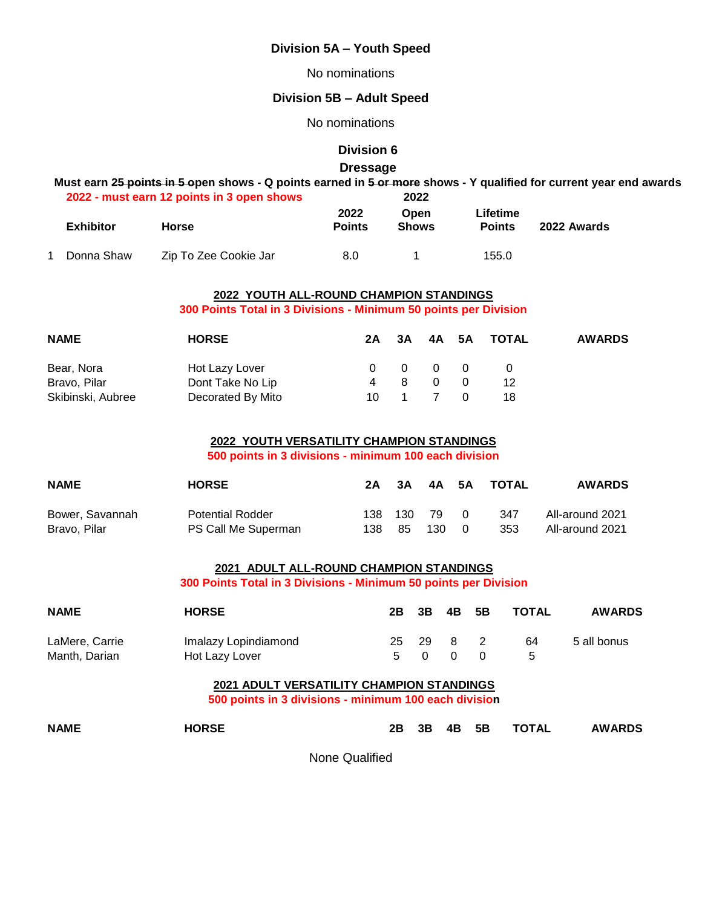**Division 5A – Youth Speed**

No nominations

**Division 5B – Adult Speed**

No nominations

**Division 6**

**Dressage**

**Must earn ~~25 points in 5 o~~pen shows - Q points earned in ~~5 or more~~ shows - Y qualified for current year end awards**

**2022 - must earn 12 points in 3 open shows**

| | Exhibitor | Horse | 2022 Points | 2022 Open Shows | Lifetime Points | 2022 Awards |
|---|---|---|---|---|---|---|
| 1 | Donna Shaw | Zip To Zee Cookie Jar | 8.0 | 1 | 155.0 | |

**2022 YOUTH ALL-ROUND CHAMPION STANDINGS**

**300 Points Total in 3 Divisions - Minimum 50 points per Division**

| NAME | HORSE | 2A | 3A | 4A | 5A | TOTAL | AWARDS |
|---|---|---|---|---|---|---|---|
| Bear, Nora | Hot Lazy Lover | 0 | 0 | 0 | 0 | 0 | |
| Bravo, Pilar | Dont Take No Lip | 4 | 8 | 0 | 0 | 12 | |
| Skibinski, Aubree | Decorated By Mito | 10 | 1 | 7 | 0 | 18 | |

**2022 YOUTH VERSATILITY CHAMPION STANDINGS**

**500 points in 3 divisions - minimum 100 each division**

| NAME | HORSE | 2A | 3A | 4A | 5A | TOTAL | AWARDS |
|---|---|---|---|---|---|---|---|
| Bower, Savannah | Potential Rodder | 138 | 130 | 79 | 0 | 347 | All-around 2021 |
| Bravo, Pilar | PS Call Me Superman | 138 | 85 | 130 | 0 | 353 | All-around 2021 |

**2021 ADULT ALL-ROUND CHAMPION STANDINGS**

**300 Points Total in 3 Divisions - Minimum 50 points per Division**

| NAME | HORSE | 2B | 3B | 4B | 5B | TOTAL | AWARDS |
|---|---|---|---|---|---|---|---|
| LaMere, Carrie | Imalazy Lopindiamond | 25 | 29 | 8 | 2 | 64 | 5 all bonus |
| Manth, Darian | Hot Lazy Lover | 5 | 0 | 0 | 0 | 5 | |

**2021 ADULT VERSATILITY CHAMPION STANDINGS**

**500 points in 3 divisions - minimum 100 each division**

| NAME | HORSE | 2B | 3B | 4B | 5B | TOTAL | AWARDS |
|---|---|---|---|---|---|---|---|

None Qualified